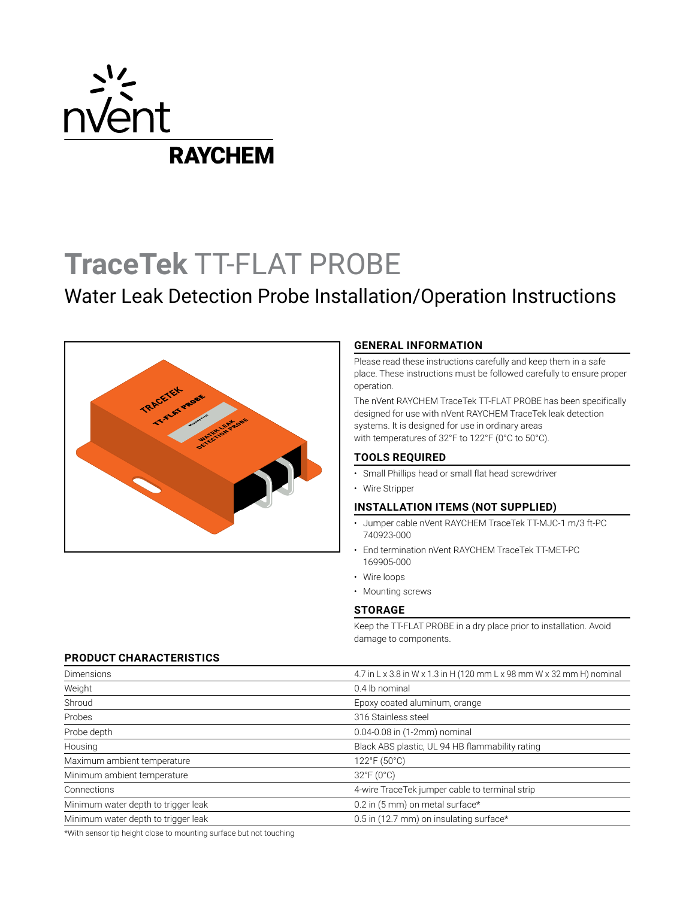# TraceTek TT-FLAT PROBE

## Water Leak Detection Probe Installation/Operation Instructions

### GENERAL INFORMATION

Please read these instructions carefully and keep them in a safe place. These instructions must be followed carefully to ensure proper operation.

The nVent RAYCHEM TraceTek TT-FLAT PROBE has been specifically designed for use with nVent RAYCHEM TraceTek leak detection systems. It is designed for use in ordinary areas with temperatures of 32°F to 122°F (0°C to 50°C).

### TOOLS REQUIRED

- Small Phillips head or small flat head screwdriver
- Wire Stripper

### INSTALLATION ITEMS (NOT SUPPLIED)

- Jumper cable nVent RAYCHEM TraceTek TT-MJC-1 m/3 ft-PC 740923-000
- End termination nVent RAYCHEM TraceTek TT-MET-PC 169905-000
- Wire loops
- Mounting screws

### STORAGE

Keep the TT-FLAT PROBE in a dry place prior to installation. Avoid damage to components.

### PRODUCT CHARACTERISTICS

| | |
|---|---|
| Dimensions | 4.7 in L x 3.8 in W x 1.3 in H (120 mm L x 98 mm W x 32 mm H) nominal |
| Weight | 0.4 lb nominal |
| Shroud | Epoxy coated aluminum, orange |
| Probes | 316 Stainless steel |
| Probe depth | 0.04-0.08 in (1-2mm) nominal |
| Housing | Black ABS plastic, UL 94 HB flammability rating |
| Maximum ambient temperature | 122°F (50°C) |
| Minimum ambient temperature | 32°F (0°C) |
| Connections | 4-wire TraceTek jumper cable to terminal strip |
| Minimum water depth to trigger leak | 0.2 in (5 mm) on metal surface* |
| Minimum water depth to trigger leak | 0.5 in (12.7 mm) on insulating surface* |

*With sensor tip height close to mounting surface but not touching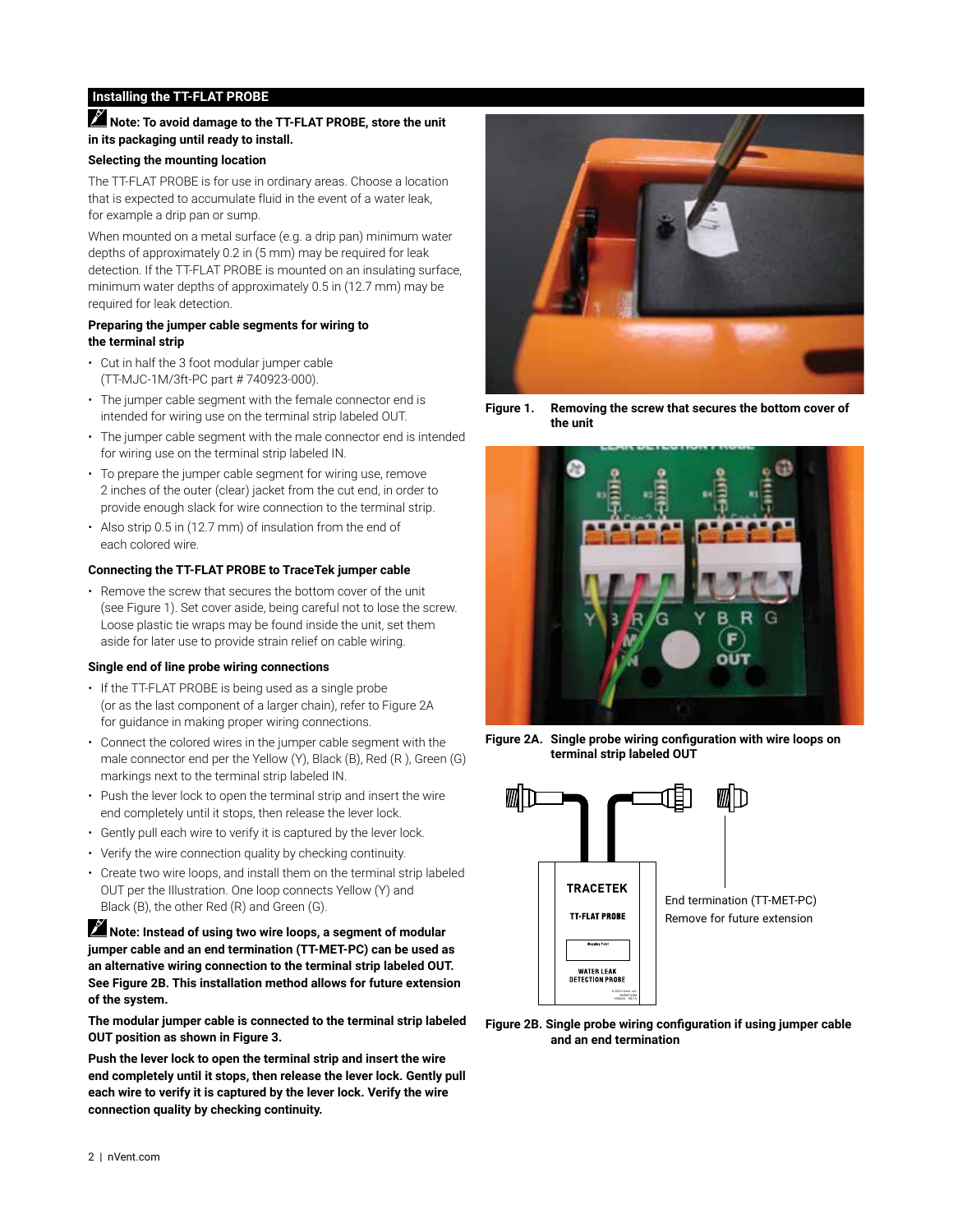## Installing the TT-FLAT PROBE

**Note: To avoid damage to the TT-FLAT PROBE, store the unit in its packaging until ready to install.**

### Selecting the mounting location

The TT-FLAT PROBE is for use in ordinary areas. Choose a location that is expected to accumulate fluid in the event of a water leak, for example a drip pan or sump.

When mounted on a metal surface (e.g. a drip pan) minimum water depths of approximately 0.2 in (5 mm) may be required for leak detection. If the TT-FLAT PROBE is mounted on an insulating surface, minimum water depths of approximately 0.5 in (12.7 mm) may be required for leak detection.

### Preparing the jumper cable segments for wiring to the terminal strip

- Cut in half the 3 foot modular jumper cable (TT-MJC-1M/3ft-PC part # 740923-000).
- The jumper cable segment with the female connector end is intended for wiring use on the terminal strip labeled OUT.
- The jumper cable segment with the male connector end is intended for wiring use on the terminal strip labeled IN.
- To prepare the jumper cable segment for wiring use, remove 2 inches of the outer (clear) jacket from the cut end, in order to provide enough slack for wire connection to the terminal strip.
- Also strip 0.5 in (12.7 mm) of insulation from the end of each colored wire.

### Connecting the TT-FLAT PROBE to TraceTek jumper cable

- Remove the screw that secures the bottom cover of the unit (see Figure 1). Set cover aside, being careful not to lose the screw. Loose plastic tie wraps may be found inside the unit, set them aside for later use to provide strain relief on cable wiring.

### Single end of line probe wiring connections

- If the TT-FLAT PROBE is being used as a single probe (or as the last component of a larger chain), refer to Figure 2A for guidance in making proper wiring connections.
- Connect the colored wires in the jumper cable segment with the male connector end per the Yellow (Y), Black (B), Red (R ), Green (G) markings next to the terminal strip labeled IN.
- Push the lever lock to open the terminal strip and insert the wire end completely until it stops, then release the lever lock.
- Gently pull each wire to verify it is captured by the lever lock.
- Verify the wire connection quality by checking continuity.
- Create two wire loops, and install them on the terminal strip labeled OUT per the Illustration. One loop connects Yellow (Y) and Black (B), the other Red (R) and Green (G).

**Note: Instead of using two wire loops, a segment of modular jumper cable and an end termination (TT-MET-PC) can be used as an alternative wiring connection to the terminal strip labeled OUT. See Figure 2B. This installation method allows for future extension of the system.**

**The modular jumper cable is connected to the terminal strip labeled OUT position as shown in Figure 3.**

**Push the lever lock to open the terminal strip and insert the wire end completely until it stops, then release the lever lock. Gently pull each wire to verify it is captured by the lever lock. Verify the wire connection quality by checking continuity.**

**Figure 1. Removing the screw that secures the bottom cover of the unit**

**Figure 2A. Single probe wiring configuration with wire loops on terminal strip labeled OUT**

End termination (TT-MET-PC)
Remove for future extension

**Figure 2B. Single probe wiring configuration if using jumper cable and an end termination**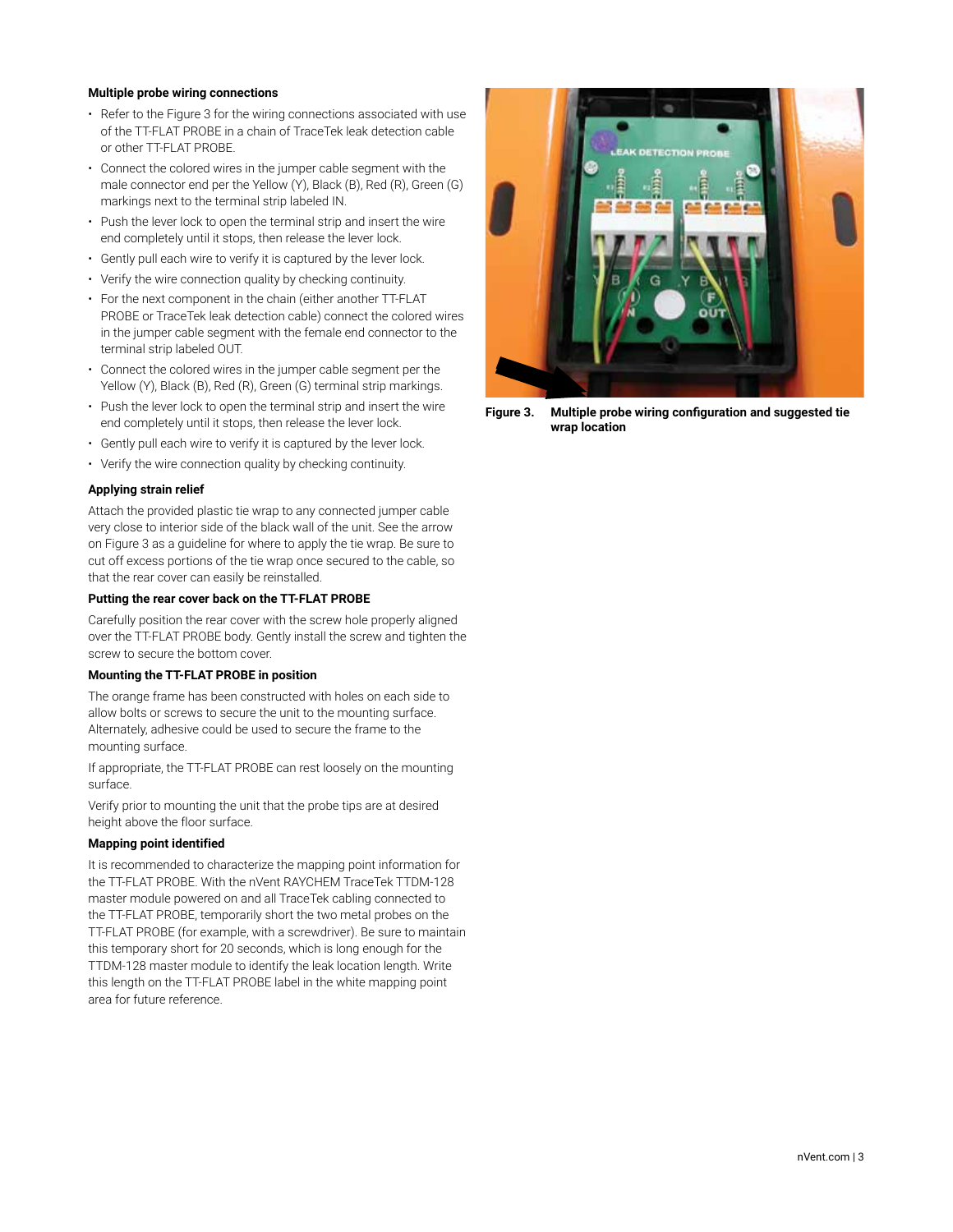### Multiple probe wiring connections

- Refer to the Figure 3 for the wiring connections associated with use of the TT-FLAT PROBE in a chain of TraceTek leak detection cable or other TT-FLAT PROBE.
- Connect the colored wires in the jumper cable segment with the male connector end per the Yellow (Y), Black (B), Red (R), Green (G) markings next to the terminal strip labeled IN.
- Push the lever lock to open the terminal strip and insert the wire end completely until it stops, then release the lever lock.
- Gently pull each wire to verify it is captured by the lever lock.
- Verify the wire connection quality by checking continuity.
- For the next component in the chain (either another TT-FLAT PROBE or TraceTek leak detection cable) connect the colored wires in the jumper cable segment with the female end connector to the terminal strip labeled OUT.
- Connect the colored wires in the jumper cable segment per the Yellow (Y), Black (B), Red (R), Green (G) terminal strip markings.
- Push the lever lock to open the terminal strip and insert the wire end completely until it stops, then release the lever lock.
- Gently pull each wire to verify it is captured by the lever lock.
- Verify the wire connection quality by checking continuity.

### Applying strain relief

Attach the provided plastic tie wrap to any connected jumper cable very close to interior side of the black wall of the unit. See the arrow on Figure 3 as a guideline for where to apply the tie wrap. Be sure to cut off excess portions of the tie wrap once secured to the cable, so that the rear cover can easily be reinstalled.

### Putting the rear cover back on the TT-FLAT PROBE

Carefully position the rear cover with the screw hole properly aligned over the TT-FLAT PROBE body. Gently install the screw and tighten the screw to secure the bottom cover.

### Mounting the TT-FLAT PROBE in position

The orange frame has been constructed with holes on each side to allow bolts or screws to secure the unit to the mounting surface. Alternately, adhesive could be used to secure the frame to the mounting surface.

If appropriate, the TT-FLAT PROBE can rest loosely on the mounting surface.

Verify prior to mounting the unit that the probe tips are at desired height above the floor surface.

### Mapping point identified

It is recommended to characterize the mapping point information for the TT-FLAT PROBE. With the nVent RAYCHEM TraceTek TTDM-128 master module powered on and all TraceTek cabling connected to the TT-FLAT PROBE, temporarily short the two metal probes on the TT-FLAT PROBE (for example, with a screwdriver). Be sure to maintain this temporary short for 20 seconds, which is long enough for the TTDM-128 master module to identify the leak location length. Write this length on the TT-FLAT PROBE label in the white mapping point area for future reference.

**Figure 3. Multiple probe wiring configuration and suggested tie wrap location**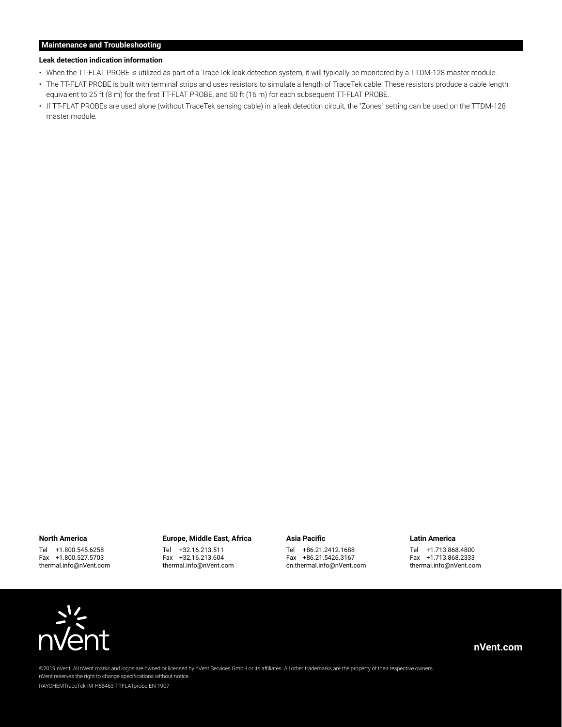## Maintenance and Troubleshooting

### Leak detection indication information

- When the TT-FLAT PROBE is utilized as part of a TraceTek leak detection system, it will typically be monitored by a TTDM-128 master module.
- The TT-FLAT PROBE is built with terminal strips and uses resistors to simulate a length of TraceTek cable. These resistors produce a cable length equivalent to 25 ft (8 m) for the first TT-FLAT PROBE, and 50 ft (16 m) for each subsequent TT-FLAT PROBE.
- If TT-FLAT PROBEs are used alone (without TraceTek sensing cable) in a leak detection circuit, the "Zones" setting can be used on the TTDM-128 master module.

**North America**

Tel +1.800.545.6258
Fax +1.800.527.5703
thermal.info@nVent.com

**Europe, Middle East, Africa**

Tel +32.16.213.511
Fax +32.16.213.604
thermal.info@nVent.com

**Asia Pacific**

Tel +86.21.2412.1688
Fax +86.21.5426.3167
cn.thermal.info@nVent.com

**Latin America**

Tel +1.713.868.4800
Fax +1.713.868.2333
thermal.info@nVent.com

nVent

**nVent.com**

©2019 nVent. All nVent marks and logos are owned or licensed by nVent Services GmbH or its affiliates. All other trademarks are the property of their respective owners.
nVent reserves the right to change specifications without notice.

RAYCHEMTraceTek-IM-H58463-TTFLATprobe-EN-1907